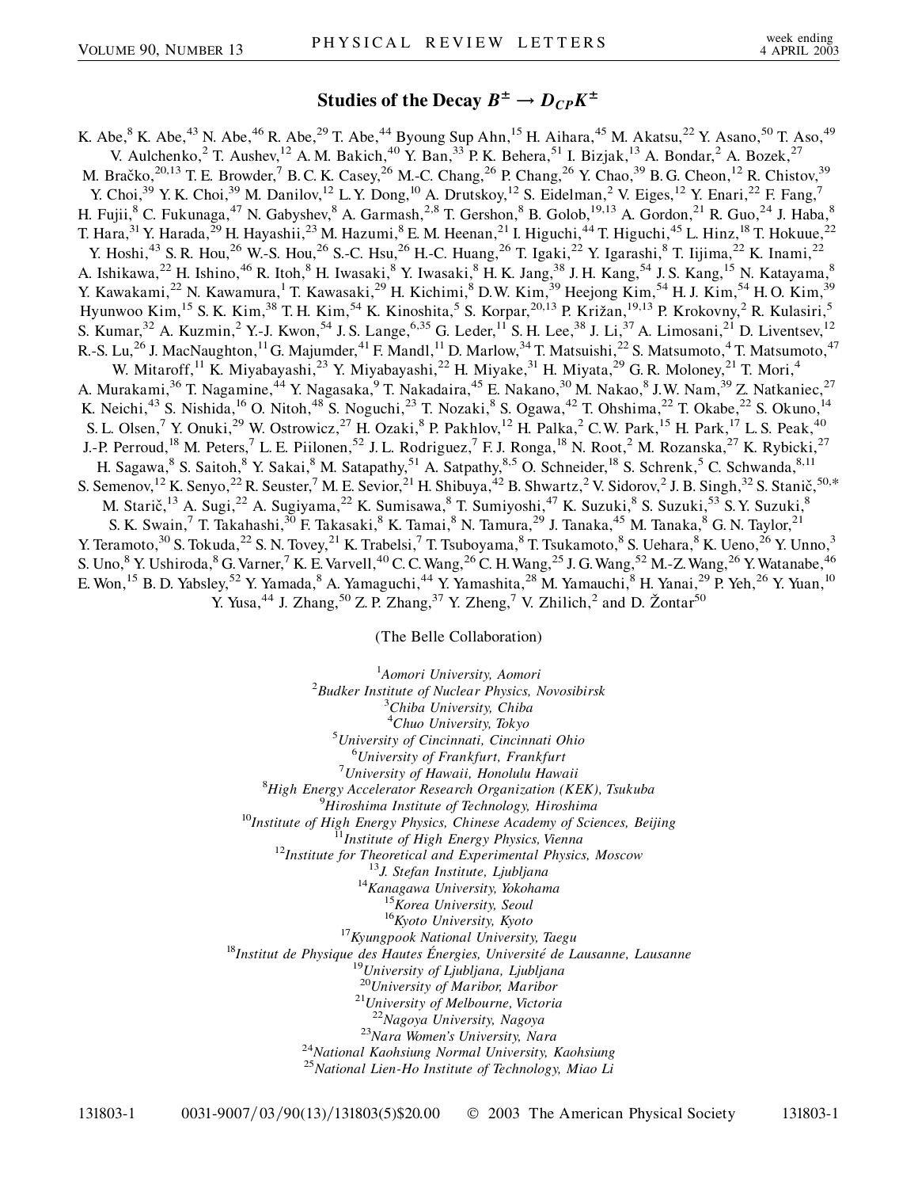# Studies of the Decay $B^{\pm} \to D_{CP}K^{\pm}$

K. Abe,[8] K. Abe,[43] N. Abe,[46] R. Abe,[29] T. Abe,[44] Byoung Sup Ahn,[15] H. Aihara,[45] M. Akatsu,[22] Y. Asano,[50] T. Aso,[49] V. Aulchenko,[2] T. Aushev,[12] A. M. Bakich,[40] Y. Ban,[33] P. K. Behera,[51] I. Bizjak,[13] A. Bondar,[2] A. Bozek,[27] M. Bračko,[20,13] T. E. Browder,[7] B. C. K. Casey,[26] M.-C. Chang,[26] P. Chang,[26] Y. Chao,[39] B. G. Cheon,[12] R. Chistov,[39] Y. Choi,[39] Y. K. Choi,[39] M. Danilov,[12] L. Y. Dong,[10] A. Drutskoy,[12] S. Eidelman,[2] V. Eiges,[12] Y. Enari,[22] F. Fang,[7] H. Fujii,[8] C. Fukunaga,[47] N. Gabyshev,[8] A. Garmash,[2,8] T. Gershon,[8] B. Golob,[19,13] A. Gordon,[21] R. Guo,[24] J. Haba,[8] T. Hara,[31] Y. Harada,[29] H. Hayashii,[23] M. Hazumi,[8] E. M. Heenan,[21] I. Higuchi,[44] T. Higuchi,[45] L. Hinz,[18] T. Hokuue,[22] Y. Hoshi,[43] S. R. Hou,[26] W.-S. Hou,[26] S.-C. Hsu,[26] H.-C. Huang,[26] T. Igaki,[22] Y. Igarashi,[8] T. Iijima,[22] K. Inami,[22] A. Ishikawa,[22] H. Ishino,[46] R. Itoh,[8] H. Iwasaki,[8] Y. Iwasaki,[8] H. K. Jang,[38] J. H. Kang,[54] J. S. Kang,[15] N. Katayama,[8] Y. Kawakami,[22] N. Kawamura,[1] T. Kawasaki,[29] H. Kichimi,[8] D. W. Kim,[39] Heejong Kim,[54] H. J. Kim,[54] H. O. Kim,[39] Hyunwoo Kim,[15] S. K. Kim,[38] T. H. Kim,[54] K. Kinoshita,[5] S. Korpar,[20,13] P. Križan,[19,13] P. Krokovny,[2] R. Kulasiri,[5] S. Kumar,[32] A. Kuzmin,[2] Y.-J. Kwon,[54] J. S. Lange,[6,35] G. Leder,[11] S. H. Lee,[38] J. Li,[37] A. Limosani,[21] D. Liventsev,[12] R.-S. Lu,[26] J. MacNaughton,[11] G. Majumder,[41] F. Mandl,[11] D. Marlow,[34] T. Matsuishi,[22] S. Matsumoto,[4] T. Matsumoto,[47] W. Mitaroff,[11] K. Miyabayashi,[23] Y. Miyabayashi,[22] H. Miyake,[31] H. Miyata,[29] G. R. Moloney,[21] T. Mori,[4] A. Murakami,[36] T. Nagamine,[44] Y. Nagasaka,[9] T. Nakadaira,[45] E. Nakano,[30] M. Nakao,[8] J. W. Nam,[39] Z. Natkaniec,[27] K. Neichi,[43] S. Nishida,[16] O. Nitoh,[48] S. Noguchi,[23] T. Nozaki,[8] S. Ogawa,[42] T. Ohshima,[22] T. Okabe,[22] S. Okuno,[14] S. L. Olsen,[7] Y. Onuki,[29] W. Ostrowicz,[27] H. Ozaki,[8] P. Pakhlov,[12] H. Palka,[2] C. W. Park,[15] H. Park,[17] L. S. Peak,[40] J.-P. Perroud,[18] M. Peters,[7] L. E. Piilonen,[52] J. L. Rodriguez,[7] F. J. Ronga,[18] N. Root,[2] M. Rozanska,[27] K. Rybicki,[27] H. Sagawa,[8] S. Saitoh,[8] Y. Sakai,[8] M. Satapathy,[51] A. Satpathy,[8,5] O. Schneider,[18] S. Schrenk,[5] C. Schwanda,[8,11] S. Semenov,[12] K. Senyo,[22] R. Seuster,[7] M. E. Sevior,[21] H. Shibuya,[42] B. Shwartz,[2] V. Sidorov,[2] J. B. Singh,[32] S. Stanič,[50,*] M. Starič,[13] A. Sugi,[22] A. Sugiyama,[22] K. Sumisawa,[8] T. Sumiyoshi,[47] K. Suzuki,[8] S. Suzuki,[53] S. Y. Suzuki,[8] S. K. Swain,[7] T. Takahashi,[30] F. Takasaki,[8] K. Tamai,[8] N. Tamura,[29] J. Tanaka,[45] M. Tanaka,[8] G. N. Taylor,[21] Y. Teramoto,[30] S. Tokuda,[22] S. N. Tovey,[21] K. Trabelsi,[7] T. Tsuboyama,[8] T. Tsukamoto,[8] S. Uehara,[8] K. Ueno,[26] Y. Unno,[3] S. Uno,[8] Y. Ushiroda,[8] G. Varner,[7] K. E. Varvell,[40] C. C. Wang,[26] C. H. Wang,[25] J. G. Wang,[52] M.-Z. Wang,[26] Y. Watanabe,[46] E. Won,[15] B. D. Yabsley,[52] Y. Yamada,[8] A. Yamaguchi,[44] Y. Yamashita,[28] M. Yamauchi,[8] H. Yanai,[29] P. Yeh,[26] Y. Yuan,[10] Y. Yusa,[44] J. Zhang,[50] Z. P. Zhang,[37] Y. Zheng,[7] V. Zhilich,[2] and D. Žontar[50]

(The Belle Collaboration)

[1]*Aomori University, Aomori*
[2]*Budker Institute of Nuclear Physics, Novosibirsk*
[3]*Chiba University, Chiba*
[4]*Chuo University, Tokyo*
[5]*University of Cincinnati, Cincinnati Ohio*
[6]*University of Frankfurt, Frankfurt*
[7]*University of Hawaii, Honolulu Hawaii*
[8]*High Energy Accelerator Research Organization (KEK), Tsukuba*
[9]*Hiroshima Institute of Technology, Hiroshima*
[10]*Institute of High Energy Physics, Chinese Academy of Sciences, Beijing*
[11]*Institute of High Energy Physics, Vienna*
[12]*Institute for Theoretical and Experimental Physics, Moscow*
[13]*J. Stefan Institute, Ljubljana*
[14]*Kanagawa University, Yokohama*
[15]*Korea University, Seoul*
[16]*Kyoto University, Kyoto*
[17]*Kyungpook National University, Taegu*
[18]*Institut de Physique des Hautes Énergies, Université de Lausanne, Lausanne*
[19]*University of Ljubljana, Ljubljana*
[20]*University of Maribor, Maribor*
[21]*University of Melbourne, Victoria*
[22]*Nagoya University, Nagoya*
[23]*Nara Women's University, Nara*
[24]*National Kaohsiung Normal University, Kaohsiung*
[25]*National Lien-Ho Institute of Technology, Miao Li*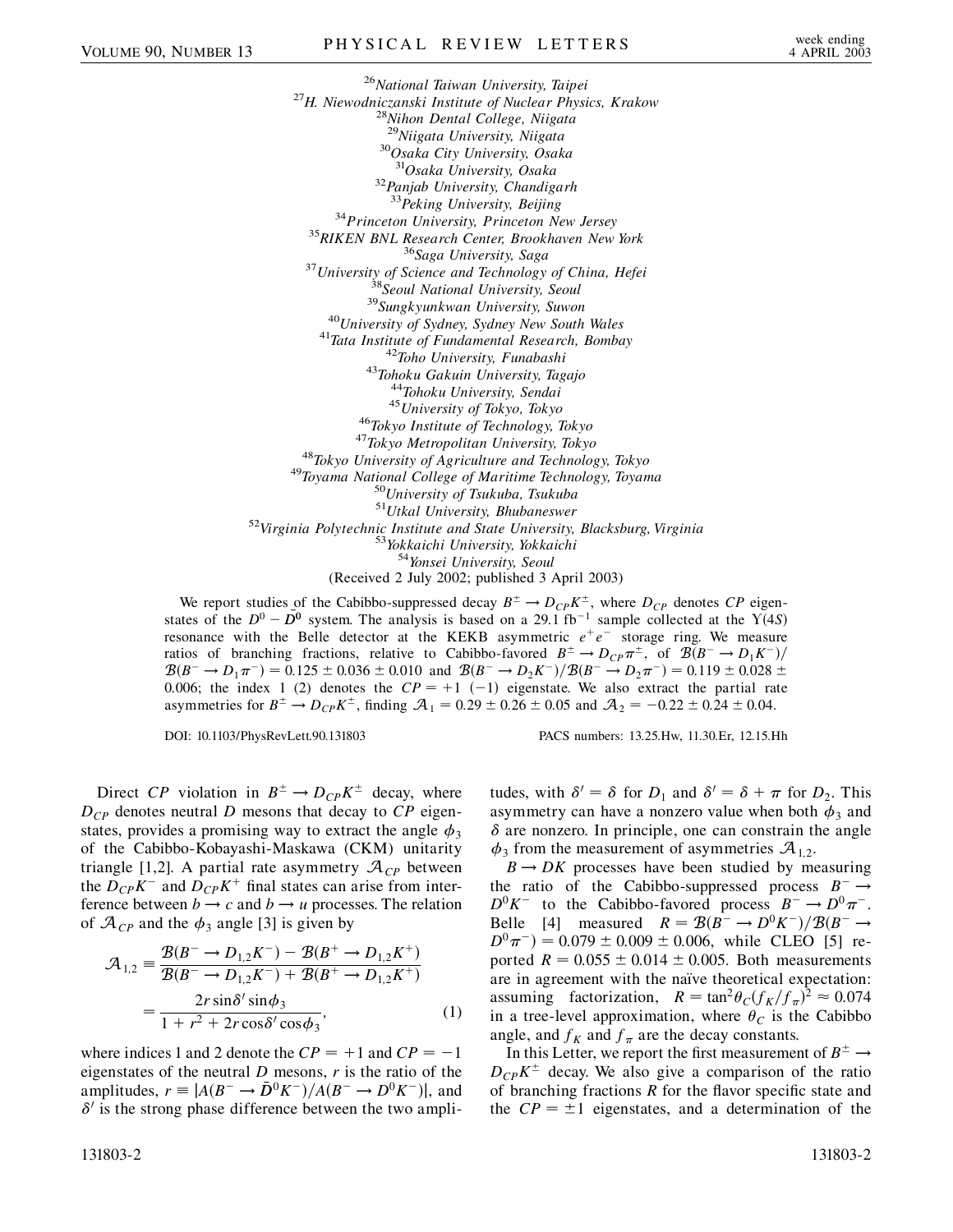[26]National Taiwan University, Taipei
[27]H. Niewodniczanski Institute of Nuclear Physics, Krakow
[28]Nihon Dental College, Niigata
[29]Niigata University, Niigata
[30]Osaka City University, Osaka
[31]Osaka University, Osaka
[32]Panjab University, Chandigarh
[33]Peking University, Beijing
[34]Princeton University, Princeton New Jersey
[35]RIKEN BNL Research Center, Brookhaven New York
[36]Saga University, Saga
[37]University of Science and Technology of China, Hefei
[38]Seoul National University, Seoul
[39]Sungkyunkwan University, Suwon
[40]University of Sydney, Sydney New South Wales
[41]Tata Institute of Fundamental Research, Bombay
[42]Toho University, Funabashi
[43]Tohoku Gakuin University, Tagajo
[44]Tohoku University, Sendai
[45]University of Tokyo, Tokyo
[46]Tokyo Institute of Technology, Tokyo
[47]Tokyo Metropolitan University, Tokyo
[48]Tokyo University of Agriculture and Technology, Tokyo
[49]Toyama National College of Maritime Technology, Toyama
[50]University of Tsukuba, Tsukuba
[51]Utkal University, Bhubaneswer
[52]Virginia Polytechnic Institute and State University, Blacksburg, Virginia
[53]Yokkaichi University, Yokkaichi
[54]Yonsei University, Seoul

(Received 2 July 2002; published 3 April 2003)

We report studies of the Cabibbo-suppressed decay $B^{\pm} \to D_{CP}K^{\pm}$, where $D_{CP}$ denotes $CP$ eigenstates of the $D^0 - \bar{D}^0$ system. The analysis is based on a 29.1 fb$^{-1}$ sample collected at the $\Upsilon(4S)$ resonance with the Belle detector at the KEKB asymmetric $e^+e^-$ storage ring. We measure ratios of branching fractions, relative to Cabibbo-favored $B^{\pm} \to D_{CP}\pi^{\pm}$, of $\mathcal{B}(B^- \to D_1K^-)/\mathcal{B}(B^- \to D_1\pi^-) = 0.125 \pm 0.036 \pm 0.010$ and $\mathcal{B}(B^- \to D_2K^-)/\mathcal{B}(B^- \to D_2\pi^-) = 0.119 \pm 0.028 \pm 0.006$; the index 1 (2) denotes the $CP = +1$ $(-1)$ eigenstate. We also extract the partial rate asymmetries for $B^{\pm} \to D_{CP}K^{\pm}$, finding $\mathcal{A}_1 = 0.29 \pm 0.26 \pm 0.05$ and $\mathcal{A}_2 = -0.22 \pm 0.24 \pm 0.04$.

DOI: 10.1103/PhysRevLett.90.131803 PACS numbers: 13.25.Hw, 11.30.Er, 12.15.Hh

Direct $CP$ violation in $B^{\pm} \to D_{CP}K^{\pm}$ decay, where $D_{CP}$ denotes neutral $D$ mesons that decay to $CP$ eigenstates, provides a promising way to extract the angle $\phi_3$ of the Cabibbo-Kobayashi-Maskawa (CKM) unitarity triangle [1,2]. A partial rate asymmetry $\mathcal{A}_{CP}$ between the $D_{CP}K^-$ and $D_{CP}K^+$ final states can arise from interference between $b \to c$ and $b \to u$ processes. The relation of $\mathcal{A}_{CP}$ and the $\phi_3$ angle [3] is given by

$$\mathcal{A}_{1,2} \equiv \frac{\mathcal{B}(B^- \to D_{1,2}K^-) - \mathcal{B}(B^+ \to D_{1,2}K^+)}{\mathcal{B}(B^- \to D_{1,2}K^-) + \mathcal{B}(B^+ \to D_{1,2}K^+)} = \frac{2r\sin\delta'\sin\phi_3}{1 + r^2 + 2r\cos\delta'\cos\phi_3}, \tag{1}$$

where indices 1 and 2 denote the $CP = +1$ and $CP = -1$ eigenstates of the neutral $D$ mesons, $r$ is the ratio of the amplitudes, $r \equiv |A(B^- \to \bar{D}^0K^-)/A(B^- \to D^0K^-)|$, and $\delta'$ is the strong phase difference between the two amplitudes, with $\delta' = \delta$ for $D_1$ and $\delta' = \delta + \pi$ for $D_2$. This asymmetry can have a nonzero value when both $\phi_3$ and $\delta$ are nonzero. In principle, one can constrain the angle $\phi_3$ from the measurement of asymmetries $\mathcal{A}_{1,2}$.

$B \to DK$ processes have been studied by measuring the ratio of the Cabibbo-suppressed process $B^- \to D^0K^-$ to the Cabibbo-favored process $B^- \to D^0\pi^-$. Belle [4] measured $R = \mathcal{B}(B^- \to D^0K^-)/\mathcal{B}(B^- \to D^0\pi^-) = 0.079 \pm 0.009 \pm 0.006$, while CLEO [5] reported $R = 0.055 \pm 0.014 \pm 0.005$. Both measurements are in agreement with the naïve theoretical expectation: assuming factorization, $R = \tan^2\theta_C(f_K/f_\pi)^2 \approx 0.074$ in a tree-level approximation, where $\theta_C$ is the Cabibbo angle, and $f_K$ and $f_\pi$ are the decay constants.

In this Letter, we report the first measurement of $B^{\pm} \to D_{CP}K^{\pm}$ decay. We also give a comparison of the ratio of branching fractions $R$ for the flavor specific state and the $CP = \pm 1$ eigenstates, and a determination of the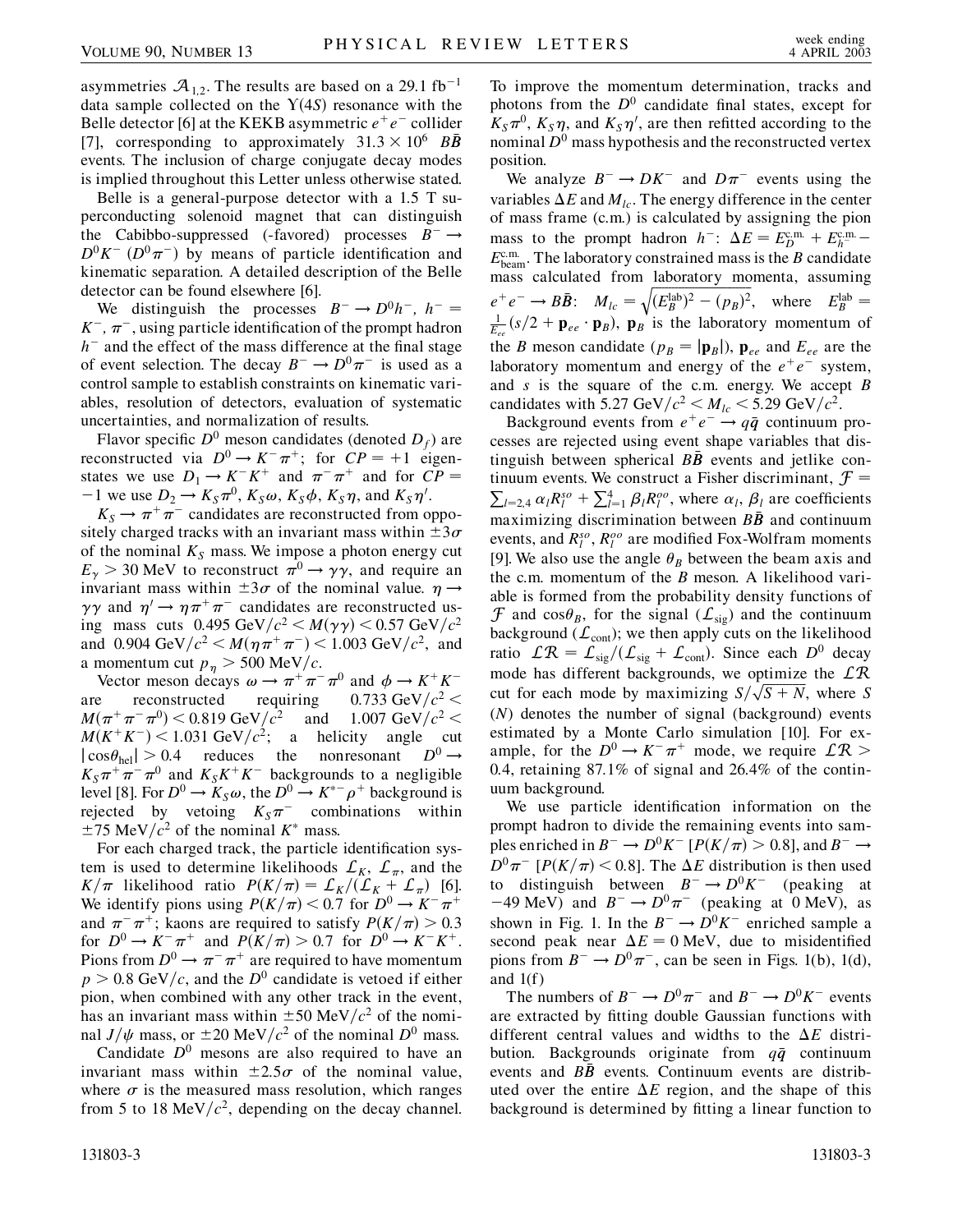asymmetries $\mathcal{A}_{1,2}$. The results are based on a 29.1 fb$^{-1}$ data sample collected on the $\Upsilon(4S)$ resonance with the Belle detector [6] at the KEKB asymmetric $e^+e^-$ collider [7], corresponding to approximately $31.3 \times 10^6$ $B\bar{B}$ events. The inclusion of charge conjugate decay modes is implied throughout this Letter unless otherwise stated.

Belle is a general-purpose detector with a 1.5 T superconducting solenoid magnet that can distinguish the Cabibbo-suppressed (-favored) processes $B^- \to D^0K^-$ ($D^0\pi^-$) by means of particle identification and kinematic separation. A detailed description of the Belle detector can be found elsewhere [6].

We distinguish the processes $B^- \to D^0h^-$, $h^- = K^-, \pi^-$, using particle identification of the prompt hadron $h^-$ and the effect of the mass difference at the final stage of event selection. The decay $B^- \to D^0\pi^-$ is used as a control sample to establish constraints on kinematic variables, resolution of detectors, evaluation of systematic uncertainties, and normalization of results.

Flavor specific $D^0$ meson candidates (denoted $D_f$) are reconstructed via $D^0 \to K^-\pi^+$; for $CP = +1$ eigenstates we use $D_1 \to K^-K^+$ and $\pi^-\pi^+$ and for $CP = -1$ we use $D_2 \to K_S\pi^0$, $K_S\omega$, $K_S\phi$, $K_S\eta$, and $K_S\eta'$.

$K_S \to \pi^+\pi^-$ candidates are reconstructed from oppositely charged tracks with an invariant mass within $\pm 3\sigma$ of the nominal $K_S$ mass. We impose a photon energy cut $E_\gamma > 30$ MeV to reconstruct $\pi^0 \to \gamma\gamma$, and require an invariant mass within $\pm 3\sigma$ of the nominal value. $\eta \to \gamma\gamma$ and $\eta' \to \eta\pi^+\pi^-$ candidates are reconstructed using mass cuts $0.495~\mathrm{GeV}/c^2 < M(\gamma\gamma) < 0.57~\mathrm{GeV}/c^2$ and $0.904~\mathrm{GeV}/c^2 < M(\eta\pi^+\pi^-) < 1.003~\mathrm{GeV}/c^2$, and a momentum cut $p_\eta > 500~\mathrm{MeV}/c$.

Vector meson decays $\omega \to \pi^+\pi^-\pi^0$ and $\phi \to K^+K^-$ are reconstructed requiring $0.733~\mathrm{GeV}/c^2 < M(\pi^+\pi^-\pi^0) < 0.819~\mathrm{GeV}/c^2$ and $1.007~\mathrm{GeV}/c^2 < M(K^+K^-) < 1.031~\mathrm{GeV}/c^2$; a helicity angle cut $|\cos\theta_{\mathrm{hel}}| > 0.4$ reduces the nonresonant $D^0 \to K_S\pi^+\pi^-\pi^0$ and $K_SK^+K^-$ backgrounds to a negligible level [8]. For $D^0 \to K_S\omega$, the $D^0 \to K^{*-}\rho^+$ background is rejected by vetoing $K_S\pi^-$ combinations within $\pm 75~\mathrm{MeV}/c^2$ of the nominal $K^*$ mass.

For each charged track, the particle identification system is used to determine likelihoods $\mathcal{L}_K$, $\mathcal{L}_\pi$, and the $K/\pi$ likelihood ratio $P(K/\pi) = \mathcal{L}_K/(\mathcal{L}_K + \mathcal{L}_\pi)$ [6]. We identify pions using $P(K/\pi) < 0.7$ for $D^0 \to K^-\pi^+$ and $\pi^-\pi^+$; kaons are required to satisfy $P(K/\pi) > 0.3$ for $D^0 \to K^-\pi^+$ and $P(K/\pi) > 0.7$ for $D^0 \to K^-K^+$. Pions from $D^0 \to \pi^-\pi^+$ are required to have momentum $p > 0.8~\mathrm{GeV}/c$, and the $D^0$ candidate is vetoed if either pion, when combined with any other track in the event, has an invariant mass within $\pm 50~\mathrm{MeV}/c^2$ of the nominal $J/\psi$ mass, or $\pm 20~\mathrm{MeV}/c^2$ of the nominal $D^0$ mass.

Candidate $D^0$ mesons are also required to have an invariant mass within $\pm 2.5\sigma$ of the nominal value, where $\sigma$ is the measured mass resolution, which ranges from 5 to 18 $\mathrm{MeV}/c^2$, depending on the decay channel. To improve the momentum determination, tracks and photons from the $D^0$ candidate final states, except for $K_S\pi^0$, $K_S\eta$, and $K_S\eta'$, are then refitted according to the nominal $D^0$ mass hypothesis and the reconstructed vertex position.

We analyze $B^- \to DK^-$ and $D\pi^-$ events using the variables $\Delta E$ and $M_{lc}$. The energy difference in the center of mass frame (c.m.) is calculated by assigning the pion mass to the prompt hadron $h^-$: $\Delta E = E_D^{\mathrm{c.m.}} + E_h^{\mathrm{c.m.}} - E_{\mathrm{beam}}^{\mathrm{c.m.}}$. The laboratory constrained mass is the $B$ candidate mass calculated from laboratory momenta, assuming $e^+e^- \to B\bar{B}$: $M_{lc} = \sqrt{(E_B^{\mathrm{lab}})^2 - (p_B)^2}$, where $E_B^{\mathrm{lab}} = \frac{1}{E_{ee}}(s/2 + \mathbf{p}_{ee} \cdot \mathbf{p}_B)$, $\mathbf{p}_B$ is the laboratory momentum of the $B$ meson candidate ($p_B = |\mathbf{p}_B|$), $\mathbf{p}_{ee}$ and $E_{ee}$ are the laboratory momentum and energy of the $e^+e^-$ system, and $s$ is the square of the c.m. energy. We accept $B$ candidates with $5.27~\mathrm{GeV}/c^2 < M_{lc} < 5.29~\mathrm{GeV}/c^2$.

Background events from $e^+e^- \to q\bar{q}$ continuum processes are rejected using event shape variables that distinguish between spherical $B\bar{B}$ events and jetlike continuum events. We construct a Fisher discriminant, $\mathcal{F} = \sum_{l=2,4} \alpha_l R_l^{so} + \sum_{l=1}^{4} \beta_l R_l^{oo}$, where $\alpha_l$, $\beta_l$ are coefficients maximizing discrimination between $B\bar{B}$ and continuum events, and $R_l^{so}$, $R_l^{oo}$ are modified Fox-Wolfram moments [9]. We also use the angle $\theta_B$ between the beam axis and the c.m. momentum of the $B$ meson. A likelihood variable is formed from the probability density functions of $\mathcal{F}$ and $\cos\theta_B$, for the signal ($\mathcal{L}_{\mathrm{sig}}$) and the continuum background ($\mathcal{L}_{\mathrm{cont}}$); we then apply cuts on the likelihood ratio $\mathcal{LR} = \mathcal{L}_{\mathrm{sig}}/(\mathcal{L}_{\mathrm{sig}} + \mathcal{L}_{\mathrm{cont}})$. Since each $D^0$ decay mode has different backgrounds, we optimize the $\mathcal{LR}$ cut for each mode by maximizing $S/\sqrt{S+N}$, where $S$ ($N$) denotes the number of signal (background) events estimated by a Monte Carlo simulation [10]. For example, for the $D^0 \to K^-\pi^+$ mode, we require $\mathcal{LR} > 0.4$, retaining 87.1% of signal and 26.4% of the continuum background.

We use particle identification information on the prompt hadron to divide the remaining events into samples enriched in $B^- \to D^0K^-$ [$P(K/\pi) > 0.8$], and $B^- \to D^0\pi^-$ [$P(K/\pi) < 0.8$]. The $\Delta E$ distribution is then used to distinguish between $B^- \to D^0K^-$ (peaking at $-49$ MeV) and $B^- \to D^0\pi^-$ (peaking at 0 MeV), as shown in Fig. 1. In the $B^- \to D^0K^-$ enriched sample a second peak near $\Delta E = 0$ MeV, due to misidentified pions from $B^- \to D^0\pi^-$, can be seen in Figs. 1(b), 1(d), and 1(f)

The numbers of $B^- \to D^0\pi^-$ and $B^- \to D^0K^-$ events are extracted by fitting double Gaussian functions with different central values and widths to the $\Delta E$ distribution. Backgrounds originate from $q\bar{q}$ continuum events and $B\bar{B}$ events. Continuum events are distributed over the entire $\Delta E$ region, and the shape of this background is determined by fitting a linear function to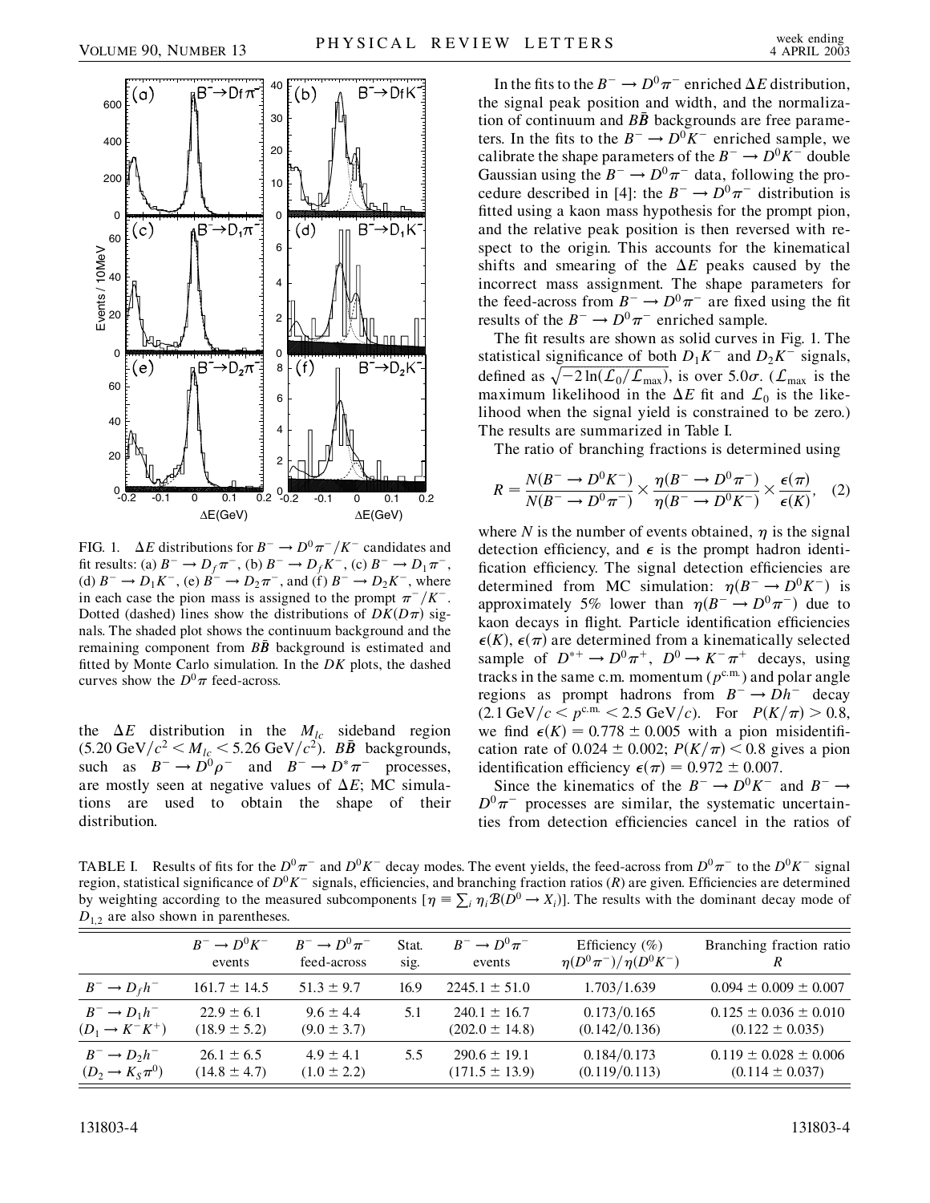FIG. 1. $\Delta E$ distributions for $B^- \to D^0\pi^-/K^-$ candidates and fit results: (a) $B^- \to D_f\pi^-$, (b) $B^- \to D_f K^-$, (c) $B^- \to D_1\pi^-$, (d) $B^- \to D_1 K^-$, (e) $B^- \to D_2\pi^-$, and (f) $B^- \to D_2 K^-$, where in each case the pion mass is assigned to the prompt $\pi^-/K^-$. Dotted (dashed) lines show the distributions of $DK(D\pi)$ signals. The shaded plot shows the continuum background and the remaining component from $B\bar{B}$ background is estimated and fitted by Monte Carlo simulation. In the $DK$ plots, the dashed curves show the $D^0\pi$ feed-across.

the $\Delta E$ distribution in the $M_{lc}$ sideband region ($5.20\ \text{GeV}/c^2 < M_{lc} < 5.26\ \text{GeV}/c^2$). $B\bar{B}$ backgrounds, such as $B^- \to D^0\rho^-$ and $B^- \to D^*\pi^-$ processes, are mostly seen at negative values of $\Delta E$; MC simulations are used to obtain the shape of their distribution.

In the fits to the $B^- \to D^0\pi^-$ enriched $\Delta E$ distribution, the signal peak position and width, and the normalization of continuum and $B\bar{B}$ backgrounds are free parameters. In the fits to the $B^- \to D^0 K^-$ enriched sample, we calibrate the shape parameters of the $B^- \to D^0 K^-$ double Gaussian using the $B^- \to D^0\pi^-$ data, following the procedure described in [4]: the $B^- \to D^0\pi^-$ distribution is fitted using a kaon mass hypothesis for the prompt pion, and the relative peak position is then reversed with respect to the origin. This accounts for the kinematical shifts and smearing of the $\Delta E$ peaks caused by the incorrect mass assignment. The shape parameters for the feed-across from $B^- \to D^0\pi^-$ are fixed using the fit results of the $B^- \to D^0\pi^-$ enriched sample.

The fit results are shown as solid curves in Fig. 1. The statistical significance of both $D_1 K^-$ and $D_2 K^-$ signals, defined as $\sqrt{-2\ln(\mathcal{L}_0/\mathcal{L}_{\max})}$, is over $5.0\sigma$. ($\mathcal{L}_{\max}$ is the maximum likelihood in the $\Delta E$ fit and $\mathcal{L}_0$ is the likelihood when the signal yield is constrained to be zero.) The results are summarized in Table I.

The ratio of branching fractions is determined using

$$R = \frac{N(B^- \to D^0 K^-)}{N(B^- \to D^0\pi^-)} \times \frac{\eta(B^- \to D^0\pi^-)}{\eta(B^- \to D^0 K^-)} \times \frac{\epsilon(\pi)}{\epsilon(K)}, \quad (2)$$

where $N$ is the number of events obtained, $\eta$ is the signal detection efficiency, and $\epsilon$ is the prompt hadron identification efficiency. The signal detection efficiencies are determined from MC simulation: $\eta(B^- \to D^0 K^-)$ is approximately 5% lower than $\eta(B^- \to D^0\pi^-)$ due to kaon decays in flight. Particle identification efficiencies $\epsilon(K)$, $\epsilon(\pi)$ are determined from a kinematically selected sample of $D^{*+} \to D^0\pi^+$, $D^0 \to K^-\pi^+$ decays, using tracks in the same c.m. momentum ($p^{\text{c.m.}}$) and polar angle regions as prompt hadrons from $B^- \to Dh^-$ decay ($2.1\ \text{GeV}/c < p^{\text{c.m.}} < 2.5\ \text{GeV}/c$). For $P(K/\pi) > 0.8$, we find $\epsilon(K) = 0.778 \pm 0.005$ with a pion misidentification rate of $0.024 \pm 0.002$; $P(K/\pi) < 0.8$ gives a pion identification efficiency $\epsilon(\pi) = 0.972 \pm 0.007$.

Since the kinematics of the $B^- \to D^0 K^-$ and $B^- \to D^0\pi^-$ processes are similar, the systematic uncertainties from detection efficiencies cancel in the ratios of

TABLE I. Results of fits for the $D^0\pi^-$ and $D^0 K^-$ decay modes. The event yields, the feed-across from $D^0\pi^-$ to the $D^0 K^-$ signal region, statistical significance of $D^0 K^-$ signals, efficiencies, and branching fraction ratios ($R$) are given. Efficiencies are determined by weighting according to the measured subcomponents [$\eta \equiv \sum_i \eta_i \mathcal{B}(D^0 \to X_i)$]. The results with the dominant decay mode of $D_{1,2}$ are also shown in parentheses.

| | $B^- \to D^0 K^-$ events | $B^- \to D^0\pi^-$ feed-across | Stat. sig. | $B^- \to D^0\pi^-$ events | Efficiency (%) $\eta(D^0\pi^-)/\eta(D^0 K^-)$ | Branching fraction ratio $R$ |
|---|---|---|---|---|---|---|
| $B^- \to D_f h^-$ | $161.7 \pm 14.5$ | $51.3 \pm 9.7$ | 16.9 | $2245.1 \pm 51.0$ | 1.703/1.639 | $0.094 \pm 0.009 \pm 0.007$ |
| $B^- \to D_1 h^-$ | $22.9 \pm 6.1$ | $9.6 \pm 4.4$ | 5.1 | $240.1 \pm 16.7$ | 0.173/0.165 | $0.125 \pm 0.036 \pm 0.010$ |
| $(D_1 \to K^- K^+)$ | $(18.9 \pm 5.2)$ | $(9.0 \pm 3.7)$ | | $(202.0 \pm 14.8)$ | (0.142/0.136) | $(0.122 \pm 0.035)$ |
| $B^- \to D_2 h^-$ | $26.1 \pm 6.5$ | $4.9 \pm 4.1$ | 5.5 | $290.6 \pm 19.1$ | 0.184/0.173 | $0.119 \pm 0.028 \pm 0.006$ |
| $(D_2 \to K_S \pi^0)$ | $(14.8 \pm 4.7)$ | $(1.0 \pm 2.2)$ | | $(171.5 \pm 13.9)$ | (0.119/0.113) | $(0.114 \pm 0.037)$ |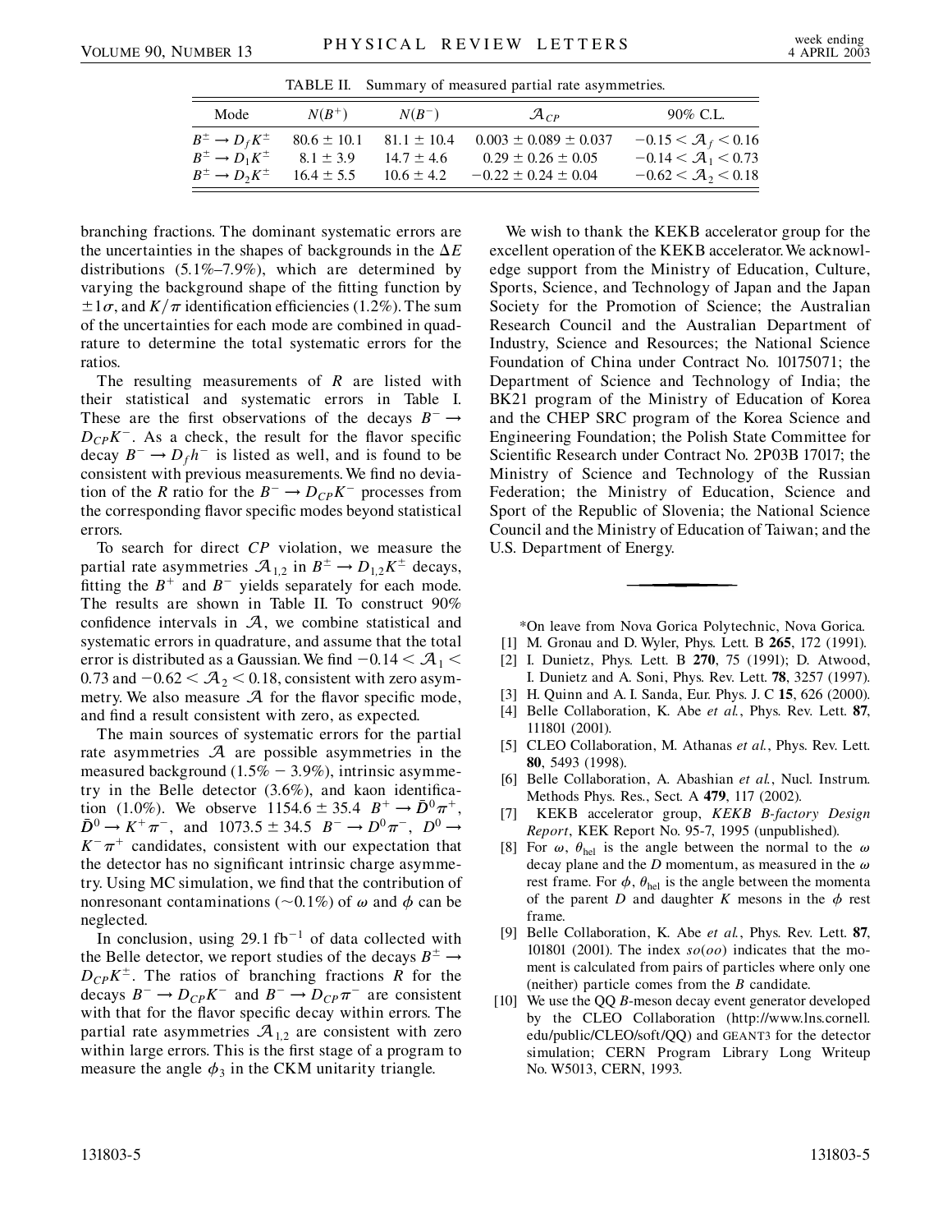TABLE II. Summary of measured partial rate asymmetries.

| Mode | $N(B^+)$ | $N(B^-)$ | $\mathcal{A}_{CP}$ | 90% C.L. |
|---|---|---|---|---|
| $B^\pm \to D_f K^\pm$ | $80.6 \pm 10.1$ | $81.1 \pm 10.4$ | $0.003 \pm 0.089 \pm 0.037$ | $-0.15 < \mathcal{A}_f < 0.16$ |
| $B^\pm \to D_1 K^\pm$ | $8.1 \pm 3.9$ | $14.7 \pm 4.6$ | $0.29 \pm 0.26 \pm 0.05$ | $-0.14 < \mathcal{A}_1 < 0.73$ |
| $B^\pm \to D_2 K^\pm$ | $16.4 \pm 5.5$ | $10.6 \pm 4.2$ | $-0.22 \pm 0.24 \pm 0.04$ | $-0.62 < \mathcal{A}_2 < 0.18$ |

branching fractions. The dominant systematic errors are the uncertainties in the shapes of backgrounds in the $\Delta E$ distributions (5.1%–7.9%), which are determined by varying the background shape of the fitting function by $\pm 1\sigma$, and $K/\pi$ identification efficiencies (1.2%). The sum of the uncertainties for each mode are combined in quadrature to determine the total systematic errors for the ratios.

The resulting measurements of $R$ are listed with their statistical and systematic errors in Table I. These are the first observations of the decays $B^- \to D_{CP} K^-$. As a check, the result for the flavor specific decay $B^- \to D_f h^-$ is listed as well, and is found to be consistent with previous measurements. We find no deviation of the $R$ ratio for the $B^- \to D_{CP} K^-$ processes from the corresponding flavor specific modes beyond statistical errors.

To search for direct $CP$ violation, we measure the partial rate asymmetries $\mathcal{A}_{1,2}$ in $B^\pm \to D_{1,2} K^\pm$ decays, fitting the $B^+$ and $B^-$ yields separately for each mode. The results are shown in Table II. To construct 90% confidence intervals in $\mathcal{A}$, we combine statistical and systematic errors in quadrature, and assume that the total error is distributed as a Gaussian. We find $-0.14 < \mathcal{A}_1 < 0.73$ and $-0.62 < \mathcal{A}_2 < 0.18$, consistent with zero asymmetry. We also measure $\mathcal{A}$ for the flavor specific mode, and find a result consistent with zero, as expected.

The main sources of systematic errors for the partial rate asymmetries $\mathcal{A}$ are possible asymmetries in the measured background (1.5% − 3.9%), intrinsic asymmetry in the Belle detector (3.6%), and kaon identification (1.0%). We observe $1154.6 \pm 35.4$ $B^+ \to \bar{D}^0 \pi^+$, $\bar{D}^0 \to K^+ \pi^-$, and $1073.5 \pm 34.5$ $B^- \to D^0 \pi^-$, $D^0 \to K^- \pi^+$ candidates, consistent with our expectation that the detector has no significant intrinsic charge asymmetry. Using MC simulation, we find that the contribution of nonresonant contaminations ($\sim 0.1\%$) of $\omega$ and $\phi$ can be neglected.

In conclusion, using 29.1 fb$^{-1}$ of data collected with the Belle detector, we report studies of the decays $B^\pm \to D_{CP} K^\pm$. The ratios of branching fractions $R$ for the decays $B^- \to D_{CP} K^-$ and $B^- \to D_{CP} \pi^-$ are consistent with that for the flavor specific decay within errors. The partial rate asymmetries $\mathcal{A}_{1,2}$ are consistent with zero within large errors. This is the first stage of a program to measure the angle $\phi_3$ in the CKM unitarity triangle.

We wish to thank the KEKB accelerator group for the excellent operation of the KEKB accelerator. We acknowledge support from the Ministry of Education, Culture, Sports, Science, and Technology of Japan and the Japan Society for the Promotion of Science; the Australian Research Council and the Australian Department of Industry, Science and Resources; the National Science Foundation of China under Contract No. 10175071; the Department of Science and Technology of India; the BK21 program of the Ministry of Education of Korea and the CHEP SRC program of the Korea Science and Engineering Foundation; the Polish State Committee for Scientific Research under Contract No. 2P03B 17017; the Ministry of Science and Technology of the Russian Federation; the Ministry of Education, Science and Sport of the Republic of Slovenia; the National Science Council and the Ministry of Education of Taiwan; and the U.S. Department of Energy.

---

*On leave from Nova Gorica Polytechnic, Nova Gorica.

[1] M. Gronau and D. Wyler, Phys. Lett. B **265**, 172 (1991).

[2] I. Dunietz, Phys. Lett. B **270**, 75 (1991); D. Atwood, I. Dunietz and A. Soni, Phys. Rev. Lett. **78**, 3257 (1997).

[3] H. Quinn and A. I. Sanda, Eur. Phys. J. C **15**, 626 (2000).

[4] Belle Collaboration, K. Abe *et al.*, Phys. Rev. Lett. **87**, 111801 (2001).

[5] CLEO Collaboration, M. Athanas *et al.*, Phys. Rev. Lett. **80**, 5493 (1998).

[6] Belle Collaboration, A. Abashian *et al.*, Nucl. Instrum. Methods Phys. Res., Sect. A **479**, 117 (2002).

[7] KEKB accelerator group, *KEKB B-factory Design Report*, KEK Report No. 95-7, 1995 (unpublished).

[8] For $\omega$, $\theta_{\rm hel}$ is the angle between the normal to the $\omega$ decay plane and the $D$ momentum, as measured in the $\omega$ rest frame. For $\phi$, $\theta_{\rm hel}$ is the angle between the momenta of the parent $D$ and daughter $K$ mesons in the $\phi$ rest frame.

[9] Belle Collaboration, K. Abe *et al.*, Phys. Rev. Lett. **87**, 101801 (2001). The index $so(oo)$ indicates that the moment is calculated from pairs of particles where only one (neither) particle comes from the $B$ candidate.

[10] We use the QQ $B$-meson decay event generator developed by the CLEO Collaboration (http://www.lns.cornell.edu/public/CLEO/soft/QQ) and GEANT3 for the detector simulation; CERN Program Library Long Writeup No. W5013, CERN, 1993.